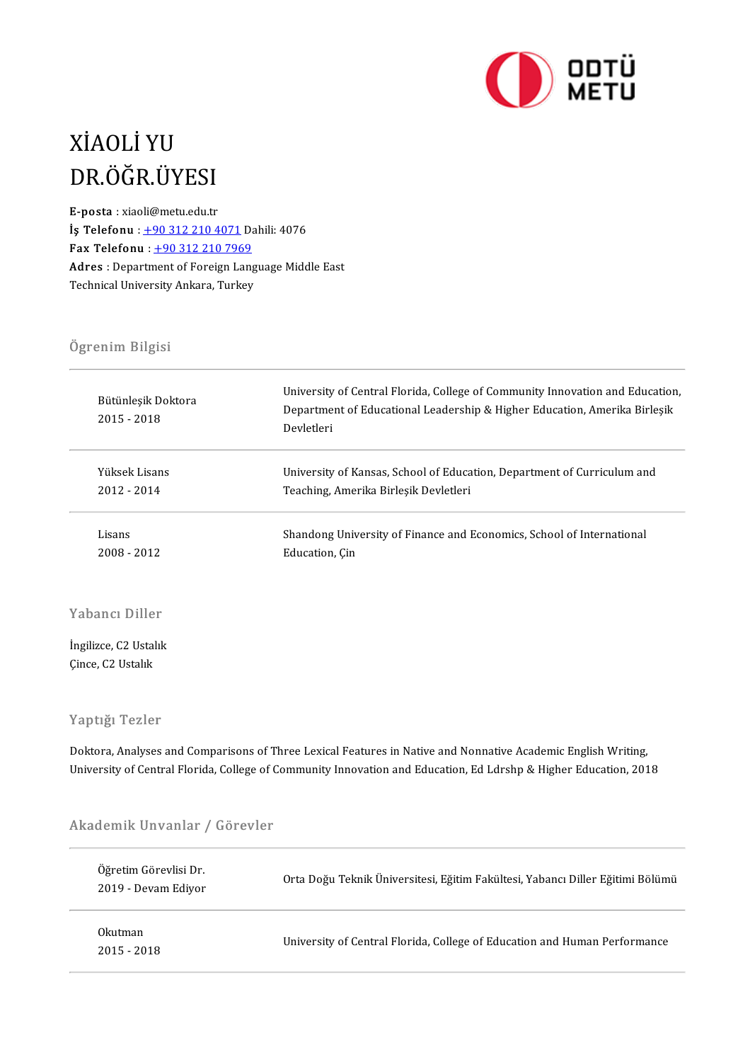# XİAOLİ YU
# DR.ÖĞR.ÜYESI

**E-posta** : xiaoli@metu.edu.tr
**İş Telefonu** : +90 312 210 4071 Dahili: 4076
**Fax Telefonu** : +90 312 210 7969
**Adres** : Department of Foreign Language Middle East Technical University Ankara, Turkey

## Ögrenim Bilgisi

| | |
|---|---|
| Bütünleşik Doktora<br>2015 - 2018 | University of Central Florida, College of Community Innovation and Education, Department of Educational Leadership & Higher Education, Amerika Birleşik Devletleri |
| Yüksek Lisans<br>2012 - 2014 | University of Kansas, School of Education, Department of Curriculum and Teaching, Amerika Birleşik Devletleri |
| Lisans<br>2008 - 2012 | Shandong University of Finance and Economics, School of International Education, Çin |

## Yabancı Diller

İngilizce, C2 Ustalık
Çince, C2 Ustalık

## Yaptığı Tezler

Doktora, Analyses and Comparisons of Three Lexical Features in Native and Nonnative Academic English Writing, University of Central Florida, College of Community Innovation and Education, Ed Ldrshp & Higher Education, 2018

## Akademik Unvanlar / Görevler

| | |
|---|---|
| Öğretim Görevlisi Dr.<br>2019 - Devam Ediyor | Orta Doğu Teknik Üniversitesi, Eğitim Fakültesi, Yabancı Diller Eğitimi Bölümü |
| Okutman<br>2015 - 2018 | University of Central Florida, College of Education and Human Performance |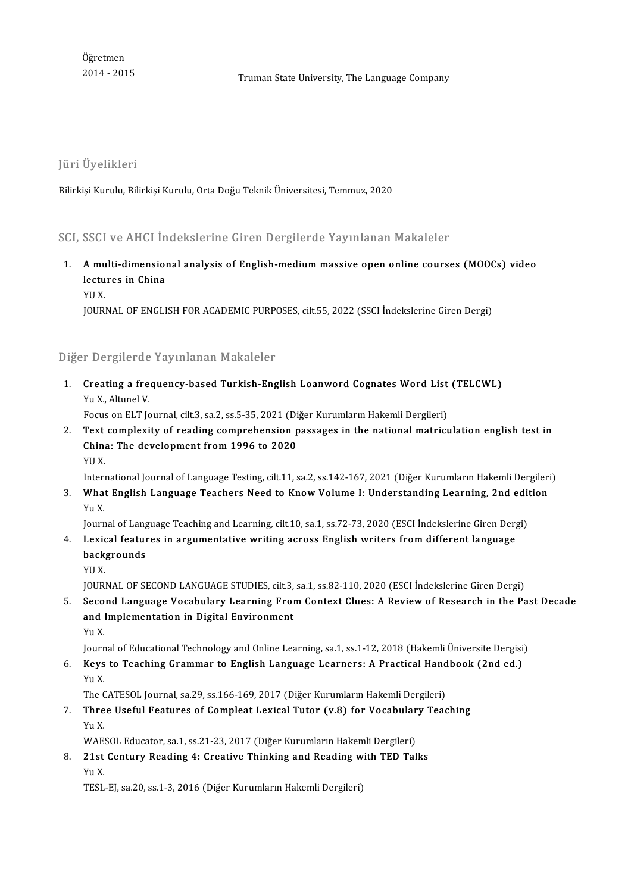Öğretmen
2014 - 2015 Truman State University, The Language Company

## Jüri Üyelikleri

Bilirkişi Kurulu, Bilirkişi Kurulu, Orta Doğu Teknik Üniversitesi, Temmuz, 2020

## SCI, SSCI ve AHCI İndekslerine Giren Dergilerde Yayınlanan Makaleler

1. **A multi-dimensional analysis of English-medium massive open online courses (MOOCs) video lectures in China**
   YU X.
   JOURNAL OF ENGLISH FOR ACADEMIC PURPOSES, cilt.55, 2022 (SSCI İndekslerine Giren Dergi)

## Diğer Dergilerde Yayınlanan Makaleler

1. **Creating a frequency-based Turkish-English Loanword Cognates Word List (TELCWL)**
   Yu X., Altunel V.
   Focus on ELT Journal, cilt.3, sa.2, ss.5-35, 2021 (Diğer Kurumların Hakemli Dergileri)
2. **Text complexity of reading comprehension passages in the national matriculation english test in China: The development from 1996 to 2020**
   YU X.
   International Journal of Language Testing, cilt.11, sa.2, ss.142-167, 2021 (Diğer Kurumların Hakemli Dergileri)
3. **What English Language Teachers Need to Know Volume I: Understanding Learning, 2nd edition**
   Yu X.
   Journal of Language Teaching and Learning, cilt.10, sa.1, ss.72-73, 2020 (ESCI İndekslerine Giren Dergi)
4. **Lexical features in argumentative writing across English writers from different language backgrounds**
   YU X.
   JOURNAL OF SECOND LANGUAGE STUDIES, cilt.3, sa.1, ss.82-110, 2020 (ESCI İndekslerine Giren Dergi)
5. **Second Language Vocabulary Learning From Context Clues: A Review of Research in the Past Decade and Implementation in Digital Environment**
   Yu X.
   Journal of Educational Technology and Online Learning, sa.1, ss.1-12, 2018 (Hakemli Üniversite Dergisi)
6. **Keys to Teaching Grammar to English Language Learners: A Practical Handbook (2nd ed.)**
   Yu X.
   The CATESOL Journal, sa.29, ss.166-169, 2017 (Diğer Kurumların Hakemli Dergileri)
7. **Three Useful Features of Compleat Lexical Tutor (v.8) for Vocabulary Teaching**
   Yu X.
   WAESOL Educator, sa.1, ss.21-23, 2017 (Diğer Kurumların Hakemli Dergileri)
8. **21st Century Reading 4: Creative Thinking and Reading with TED Talks**
   Yu X.
   TESL-EJ, sa.20, ss.1-3, 2016 (Diğer Kurumların Hakemli Dergileri)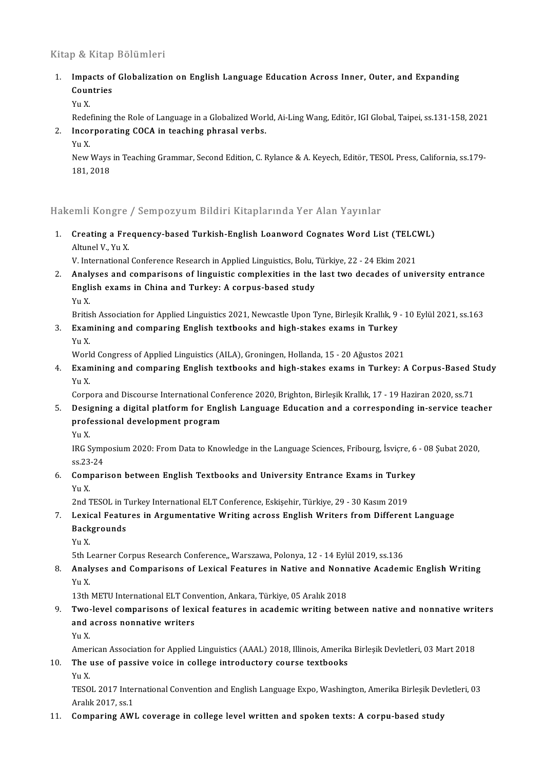## Kitap & Kitap Bölümleri

1. **Impacts of Globalization on English Language Education Across Inner, Outer, and Expanding Countries**
   Yu X.
   Redefining the Role of Language in a Globalized World, Ai-Ling Wang, Editör, IGI Global, Taipei, ss.131-158, 2021
2. **Incorporating COCA in teaching phrasal verbs.**
   Yu X.
   New Ways in Teaching Grammar, Second Edition, C. Rylance & A. Keyech, Editör, TESOL Press, California, ss.179-181, 2018

## Hakemli Kongre / Sempozyum Bildiri Kitaplarında Yer Alan Yayınlar

1. **Creating a Frequency-based Turkish-English Loanword Cognates Word List (TELCWL)**
   Altunel V., Yu X.
   V. International Conference Research in Applied Linguistics, Bolu, Türkiye, 22 - 24 Ekim 2021
2. **Analyses and comparisons of linguistic complexities in the last two decades of university entrance English exams in China and Turkey: A corpus-based study**
   Yu X.
   British Association for Applied Linguistics 2021, Newcastle Upon Tyne, Birleşik Krallık, 9 - 10 Eylül 2021, ss.163
3. **Examining and comparing English textbooks and high-stakes exams in Turkey**
   Yu X.
   World Congress of Applied Linguistics (AILA), Groningen, Hollanda, 15 - 20 Ağustos 2021
4. **Examining and comparing English textbooks and high-stakes exams in Turkey: A Corpus-Based Study**
   Yu X.
   Corpora and Discourse International Conference 2020, Brighton, Birleşik Krallık, 17 - 19 Haziran 2020, ss.71
5. **Designing a digital platform for English Language Education and a corresponding in-service teacher professional development program**
   Yu X.
   IRG Symposium 2020: From Data to Knowledge in the Language Sciences, Fribourg, İsviçre, 6 - 08 Şubat 2020, ss.23-24
6. **Comparison between English Textbooks and University Entrance Exams in Turkey**
   Yu X.
   2nd TESOL in Turkey International ELT Conference, Eskişehir, Türkiye, 29 - 30 Kasım 2019
7. **Lexical Features in Argumentative Writing across English Writers from Different Language Backgrounds**
   Yu X.
   5th Learner Corpus Research Conference,, Warszawa, Polonya, 12 - 14 Eylül 2019, ss.136
8. **Analyses and Comparisons of Lexical Features in Native and Nonnative Academic English Writing**
   Yu X.
   13th METU International ELT Convention, Ankara, Türkiye, 05 Aralık 2018
9. **Two-level comparisons of lexical features in academic writing between native and nonnative writers and across nonnative writers**
   Yu X.
   American Association for Applied Linguistics (AAAL) 2018, Illinois, Amerika Birleşik Devletleri, 03 Mart 2018
10. **The use of passive voice in college introductory course textbooks**
    Yu X.
    TESOL 2017 International Convention and English Language Expo, Washington, Amerika Birleşik Devletleri, 03 Aralık 2017, ss.1
11. **Comparing AWL coverage in college level written and spoken texts: A corpu-based study**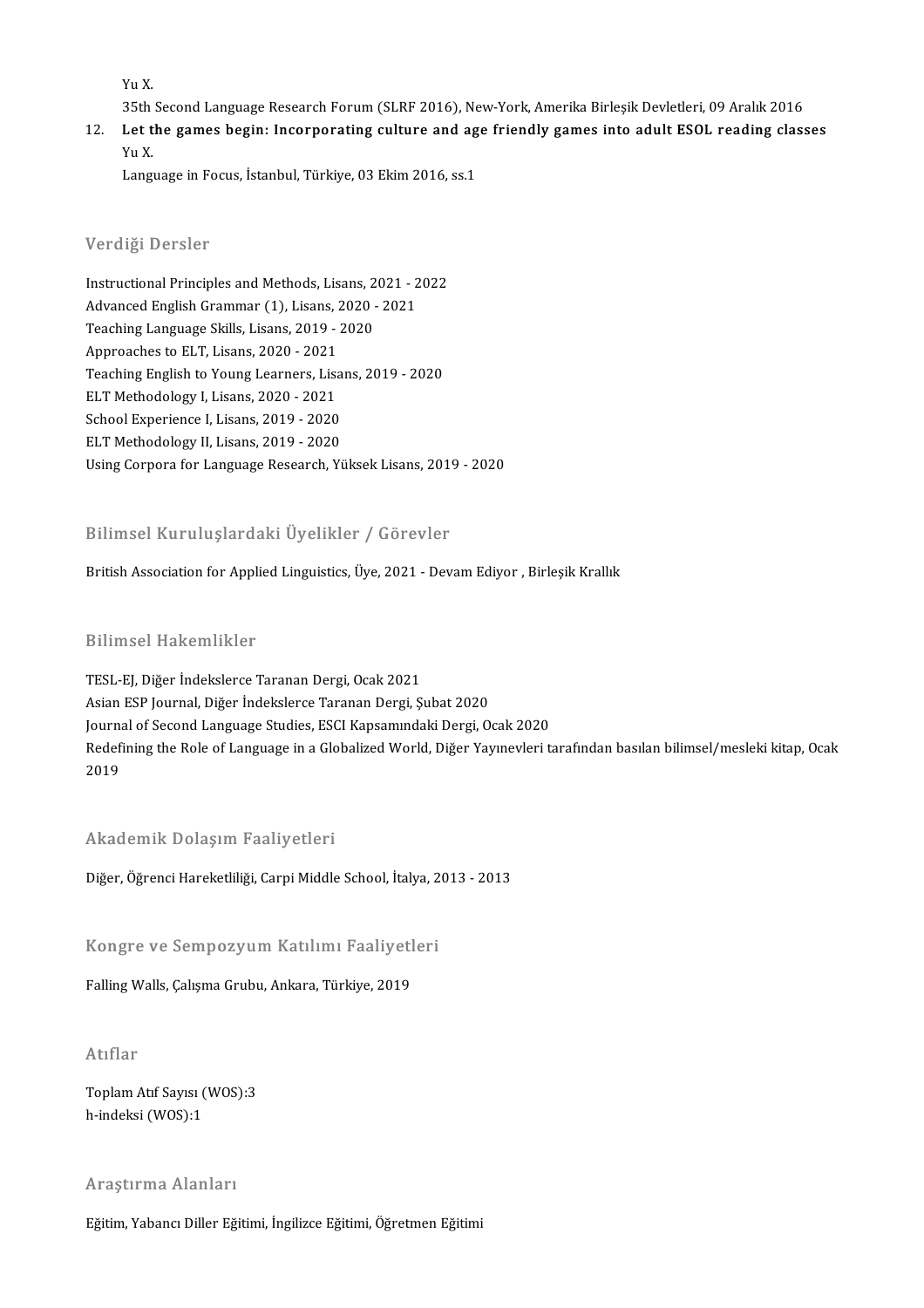Yu X.

35th Second Language Research Forum (SLRF 2016), New-York, Amerika Birleşik Devletleri, 09 Aralık 2016

12. **Let the games begin: Incorporating culture and age friendly games into adult ESOL reading classes**

 Yu X.

 Language in Focus, İstanbul, Türkiye, 03 Ekim 2016, ss.1

## Verdiği Dersler

Instructional Principles and Methods, Lisans, 2021 - 2022
Advanced English Grammar (1), Lisans, 2020 - 2021
Teaching Language Skills, Lisans, 2019 - 2020
Approaches to ELT, Lisans, 2020 - 2021
Teaching English to Young Learners, Lisans, 2019 - 2020
ELT Methodology I, Lisans, 2020 - 2021
School Experience I, Lisans, 2019 - 2020
ELT Methodology II, Lisans, 2019 - 2020
Using Corpora for Language Research, Yüksek Lisans, 2019 - 2020

## Bilimsel Kuruluşlardaki Üyelikler / Görevler

British Association for Applied Linguistics, Üye, 2021 - Devam Ediyor , Birleşik Krallık

## Bilimsel Hakemlikler

TESL-EJ, Diğer İndekslerce Taranan Dergi, Ocak 2021
Asian ESP Journal, Diğer İndekslerce Taranan Dergi, Şubat 2020
Journal of Second Language Studies, ESCI Kapsamındaki Dergi, Ocak 2020
Redefining the Role of Language in a Globalized World, Diğer Yayınevleri tarafından basılan bilimsel/mesleki kitap, Ocak 2019

## Akademik Dolaşım Faaliyetleri

Diğer, Öğrenci Hareketliliği, Carpi Middle School, İtalya, 2013 - 2013

## Kongre ve Sempozyum Katılımı Faaliyetleri

Falling Walls, Çalışma Grubu, Ankara, Türkiye, 2019

## Atıflar

Toplam Atıf Sayısı (WOS):3
h-indeksi (WOS):1

## Araştırma Alanları

Eğitim, Yabancı Diller Eğitimi, İngilizce Eğitimi, Öğretmen Eğitimi